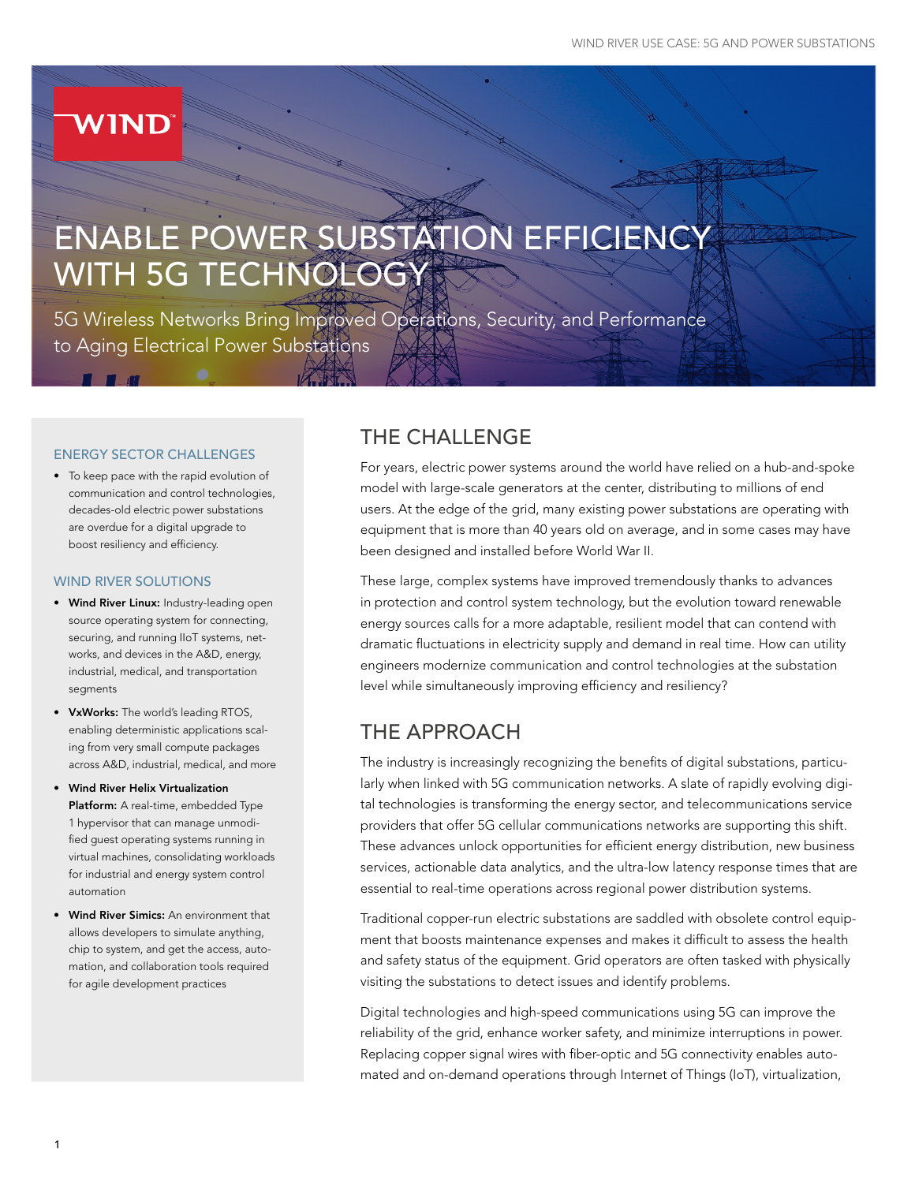# ENABLE POWER SUBSTATION EFFICIENCY WITH 5G TECHNOLOGY

5G Wireless Networks Bring Improved Operations, Security, and Performance to Aging Electrical Power Substations

### ENERGY SECTOR CHALLENGES

- To keep pace with the rapid evolution of communication and control technologies, decades-old electric power substations are overdue for a digital upgrade to boost resiliency and efficiency.

### WIND RIVER SOLUTIONS

- **Wind River Linux:** Industry-leading open source operating system for connecting, securing, and running IIoT systems, networks, and devices in the A&D, energy, industrial, medical, and transportation segments
- **VxWorks:** The world's leading RTOS, enabling deterministic applications scaling from very small compute packages across A&D, industrial, medical, and more
- **Wind River Helix Virtualization Platform:** A real-time, embedded Type 1 hypervisor that can manage unmodified guest operating systems running in virtual machines, consolidating workloads for industrial and energy system control automation
- **Wind River Simics:** An environment that allows developers to simulate anything, chip to system, and get the access, automation, and collaboration tools required for agile development practices

## THE CHALLENGE

For years, electric power systems around the world have relied on a hub-and-spoke model with large-scale generators at the center, distributing to millions of end users. At the edge of the grid, many existing power substations are operating with equipment that is more than 40 years old on average, and in some cases may have been designed and installed before World War II.

These large, complex systems have improved tremendously thanks to advances in protection and control system technology, but the evolution toward renewable energy sources calls for a more adaptable, resilient model that can contend with dramatic fluctuations in electricity supply and demand in real time. How can utility engineers modernize communication and control technologies at the substation level while simultaneously improving efficiency and resiliency?

## THE APPROACH

The industry is increasingly recognizing the benefits of digital substations, particularly when linked with 5G communication networks. A slate of rapidly evolving digital technologies is transforming the energy sector, and telecommunications service providers that offer 5G cellular communications networks are supporting this shift. These advances unlock opportunities for efficient energy distribution, new business services, actionable data analytics, and the ultra-low latency response times that are essential to real-time operations across regional power distribution systems.

Traditional copper-run electric substations are saddled with obsolete control equipment that boosts maintenance expenses and makes it difficult to assess the health and safety status of the equipment. Grid operators are often tasked with physically visiting the substations to detect issues and identify problems.

Digital technologies and high-speed communications using 5G can improve the reliability of the grid, enhance worker safety, and minimize interruptions in power. Replacing copper signal wires with fiber-optic and 5G connectivity enables automated and on-demand operations through Internet of Things (IoT), virtualization,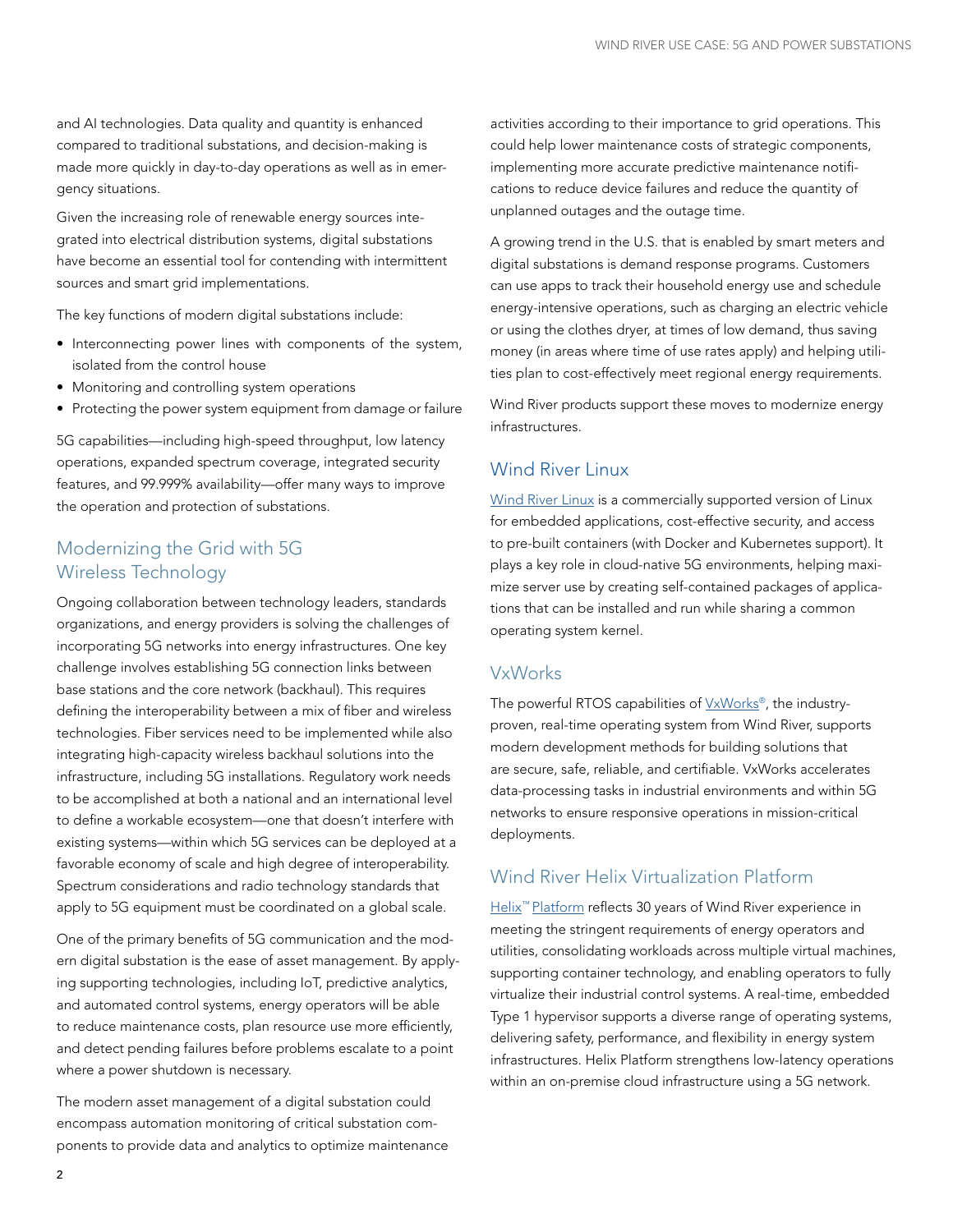and AI technologies. Data quality and quantity is enhanced compared to traditional substations, and decision-making is made more quickly in day-to-day operations as well as in emergency situations.

Given the increasing role of renewable energy sources integrated into electrical distribution systems, digital substations have become an essential tool for contending with intermittent sources and smart grid implementations.

The key functions of modern digital substations include:

- Interconnecting power lines with components of the system, isolated from the control house
- Monitoring and controlling system operations
- Protecting the power system equipment from damage or failure

5G capabilities—including high-speed throughput, low latency operations, expanded spectrum coverage, integrated security features, and 99.999% availability—offer many ways to improve the operation and protection of substations.

## Modernizing the Grid with 5G Wireless Technology

Ongoing collaboration between technology leaders, standards organizations, and energy providers is solving the challenges of incorporating 5G networks into energy infrastructures. One key challenge involves establishing 5G connection links between base stations and the core network (backhaul). This requires defining the interoperability between a mix of fiber and wireless technologies. Fiber services need to be implemented while also integrating high-capacity wireless backhaul solutions into the infrastructure, including 5G installations. Regulatory work needs to be accomplished at both a national and an international level to define a workable ecosystem—one that doesn't interfere with existing systems—within which 5G services can be deployed at a favorable economy of scale and high degree of interoperability. Spectrum considerations and radio technology standards that apply to 5G equipment must be coordinated on a global scale.

One of the primary benefits of 5G communication and the modern digital substation is the ease of asset management. By applying supporting technologies, including IoT, predictive analytics, and automated control systems, energy operators will be able to reduce maintenance costs, plan resource use more efficiently, and detect pending failures before problems escalate to a point where a power shutdown is necessary.

The modern asset management of a digital substation could encompass automation monitoring of critical substation components to provide data and analytics to optimize maintenance activities according to their importance to grid operations. This could help lower maintenance costs of strategic components, implementing more accurate predictive maintenance notifications to reduce device failures and reduce the quantity of unplanned outages and the outage time.

A growing trend in the U.S. that is enabled by smart meters and digital substations is demand response programs. Customers can use apps to track their household energy use and schedule energy-intensive operations, such as charging an electric vehicle or using the clothes dryer, at times of low demand, thus saving money (in areas where time of use rates apply) and helping utilities plan to cost-effectively meet regional energy requirements.

Wind River products support these moves to modernize energy infrastructures.

## Wind River Linux

Wind River Linux is a commercially supported version of Linux for embedded applications, cost-effective security, and access to pre-built containers (with Docker and Kubernetes support). It plays a key role in cloud-native 5G environments, helping maximize server use by creating self-contained packages of applications that can be installed and run while sharing a common operating system kernel.

## VxWorks

The powerful RTOS capabilities of VxWorks®, the industry-proven, real-time operating system from Wind River, supports modern development methods for building solutions that are secure, safe, reliable, and certifiable. VxWorks accelerates data-processing tasks in industrial environments and within 5G networks to ensure responsive operations in mission-critical deployments.

## Wind River Helix Virtualization Platform

Helix™ Platform reflects 30 years of Wind River experience in meeting the stringent requirements of energy operators and utilities, consolidating workloads across multiple virtual machines, supporting container technology, and enabling operators to fully virtualize their industrial control systems. A real-time, embedded Type 1 hypervisor supports a diverse range of operating systems, delivering safety, performance, and flexibility in energy system infrastructures. Helix Platform strengthens low-latency operations within an on-premise cloud infrastructure using a 5G network.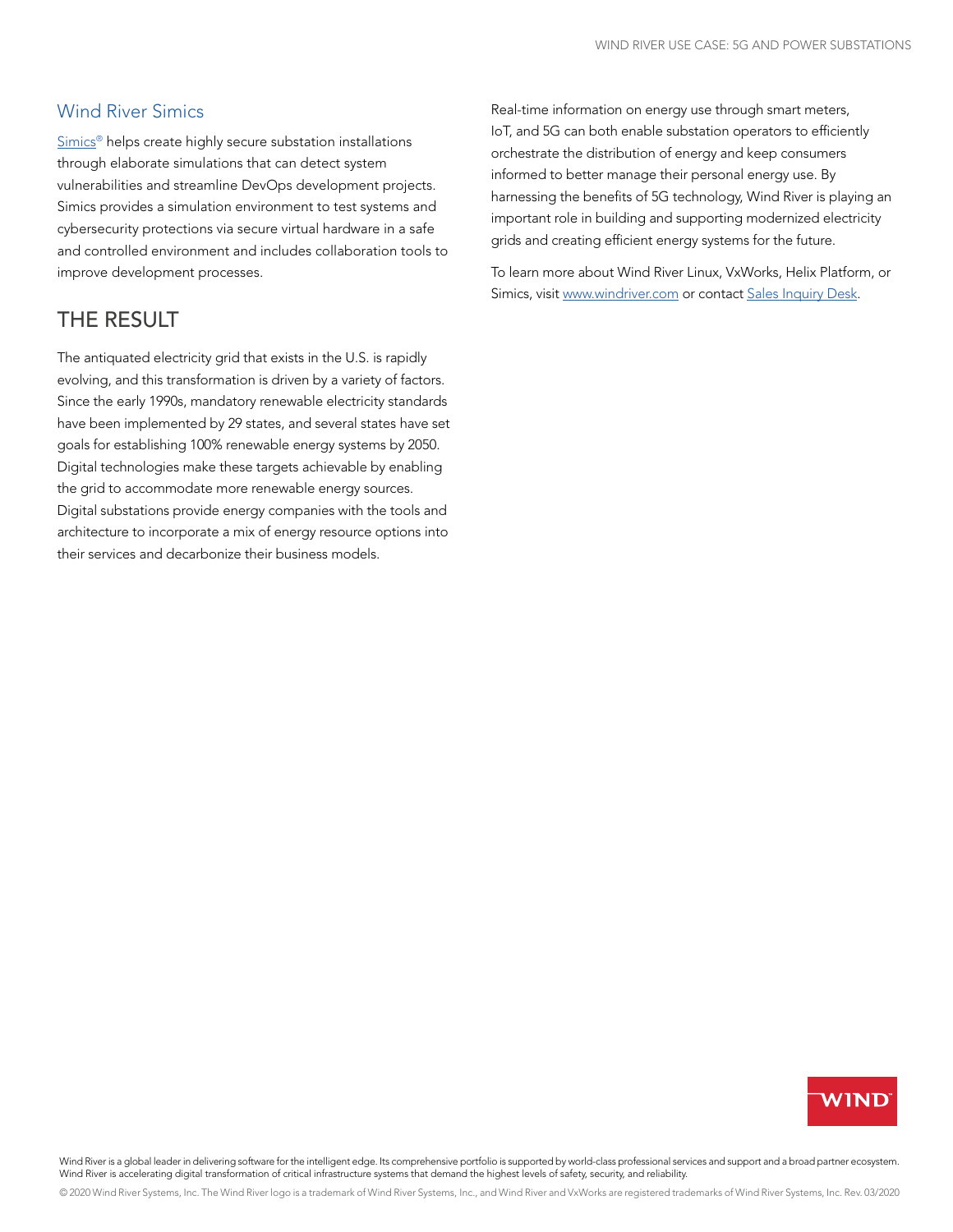### Wind River Simics

Simics® helps create highly secure substation installations through elaborate simulations that can detect system vulnerabilities and streamline DevOps development projects. Simics provides a simulation environment to test systems and cybersecurity protections via secure virtual hardware in a safe and controlled environment and includes collaboration tools to improve development processes.

## THE RESULT

The antiquated electricity grid that exists in the U.S. is rapidly evolving, and this transformation is driven by a variety of factors. Since the early 1990s, mandatory renewable electricity standards have been implemented by 29 states, and several states have set goals for establishing 100% renewable energy systems by 2050. Digital technologies make these targets achievable by enabling the grid to accommodate more renewable energy sources. Digital substations provide energy companies with the tools and architecture to incorporate a mix of energy resource options into their services and decarbonize their business models.

Real-time information on energy use through smart meters, IoT, and 5G can both enable substation operators to efficiently orchestrate the distribution of energy and keep consumers informed to better manage their personal energy use. By harnessing the benefits of 5G technology, Wind River is playing an important role in building and supporting modernized electricity grids and creating efficient energy systems for the future.

To learn more about Wind River Linux, VxWorks, Helix Platform, or Simics, visit www.windriver.com or contact Sales Inquiry Desk.

Wind River is a global leader in delivering software for the intelligent edge. Its comprehensive portfolio is supported by world-class professional services and support and a broad partner ecosystem. Wind River is accelerating digital transformation of critical infrastructure systems that demand the highest levels of safety, security, and reliability.

© 2020 Wind River Systems, Inc. The Wind River logo is a trademark of Wind River Systems, Inc., and Wind River and VxWorks are registered trademarks of Wind River Systems, Inc. Rev. 03/2020